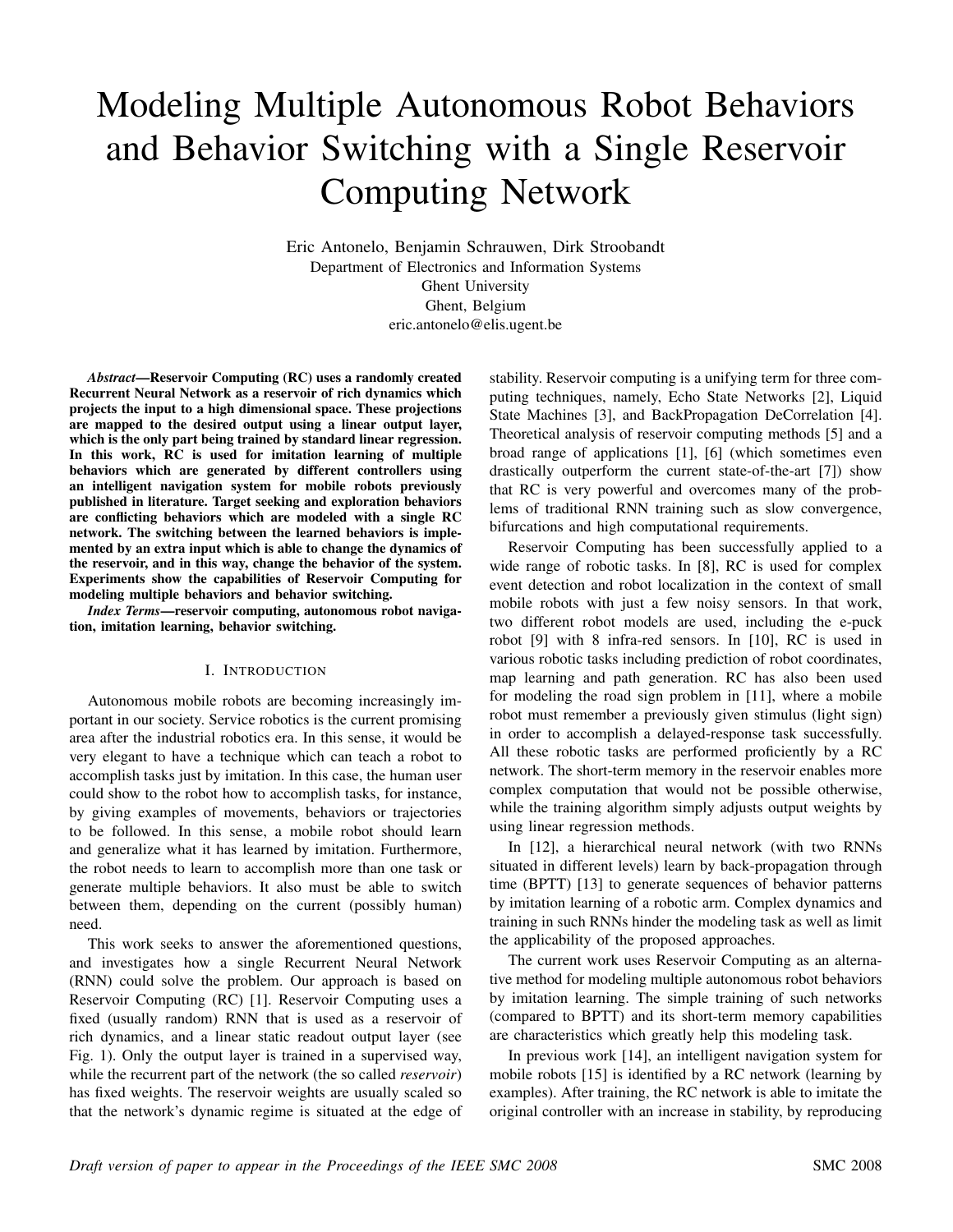# Modeling Multiple Autonomous Robot Behaviors and Behavior Switching with a Single Reservoir Computing Network

Eric Antonelo, Benjamin Schrauwen, Dirk Stroobandt
Department of Electronics and Information Systems
Ghent University
Ghent, Belgium
eric.antonelo@elis.ugent.be

***Abstract*—Reservoir Computing (RC) uses a randomly created Recurrent Neural Network as a reservoir of rich dynamics which projects the input to a high dimensional space. These projections are mapped to the desired output using a linear output layer, which is the only part being trained by standard linear regression. In this work, RC is used for imitation learning of multiple behaviors which are generated by different controllers using an intelligent navigation system for mobile robots previously published in literature. Target seeking and exploration behaviors are conflicting behaviors which are modeled with a single RC network. The switching between the learned behaviors is implemented by an extra input which is able to change the dynamics of the reservoir, and in this way, change the behavior of the system. Experiments show the capabilities of Reservoir Computing for modeling multiple behaviors and behavior switching.**

***Index Terms*—reservoir computing, autonomous robot navigation, imitation learning, behavior switching.**

## I. Introduction

Autonomous mobile robots are becoming increasingly important in our society. Service robotics is the current promising area after the industrial robotics era. In this sense, it would be very elegant to have a technique which can teach a robot to accomplish tasks just by imitation. In this case, the human user could show to the robot how to accomplish tasks, for instance, by giving examples of movements, behaviors or trajectories to be followed. In this sense, a mobile robot should learn and generalize what it has learned by imitation. Furthermore, the robot needs to learn to accomplish more than one task or generate multiple behaviors. It also must be able to switch between them, depending on the current (possibly human) need.

This work seeks to answer the aforementioned questions, and investigates how a single Recurrent Neural Network (RNN) could solve the problem. Our approach is based on Reservoir Computing (RC) [1]. Reservoir Computing uses a fixed (usually random) RNN that is used as a reservoir of rich dynamics, and a linear static readout output layer (see Fig. 1). Only the output layer is trained in a supervised way, while the recurrent part of the network (the so called *reservoir*) has fixed weights. The reservoir weights are usually scaled so that the network's dynamic regime is situated at the edge of stability. Reservoir computing is a unifying term for three computing techniques, namely, Echo State Networks [2], Liquid State Machines [3], and BackPropagation DeCorrelation [4]. Theoretical analysis of reservoir computing methods [5] and a broad range of applications [1], [6] (which sometimes even drastically outperform the current state-of-the-art [7]) show that RC is very powerful and overcomes many of the problems of traditional RNN training such as slow convergence, bifurcations and high computational requirements.

Reservoir Computing has been successfully applied to a wide range of robotic tasks. In [8], RC is used for complex event detection and robot localization in the context of small mobile robots with just a few noisy sensors. In that work, two different robot models are used, including the e-puck robot [9] with 8 infra-red sensors. In [10], RC is used in various robotic tasks including prediction of robot coordinates, map learning and path generation. RC has also been used for modeling the road sign problem in [11], where a mobile robot must remember a previously given stimulus (light sign) in order to accomplish a delayed-response task successfully. All these robotic tasks are performed proficiently by a RC network. The short-term memory in the reservoir enables more complex computation that would not be possible otherwise, while the training algorithm simply adjusts output weights by using linear regression methods.

In [12], a hierarchical neural network (with two RNNs situated in different levels) learn by back-propagation through time (BPTT) [13] to generate sequences of behavior patterns by imitation learning of a robotic arm. Complex dynamics and training in such RNNs hinder the modeling task as well as limit the applicability of the proposed approaches.

The current work uses Reservoir Computing as an alternative method for modeling multiple autonomous robot behaviors by imitation learning. The simple training of such networks (compared to BPTT) and its short-term memory capabilities are characteristics which greatly help this modeling task.

In previous work [14], an intelligent navigation system for mobile robots [15] is identified by a RC network (learning by examples). After training, the RC network is able to imitate the original controller with an increase in stability, by reproducing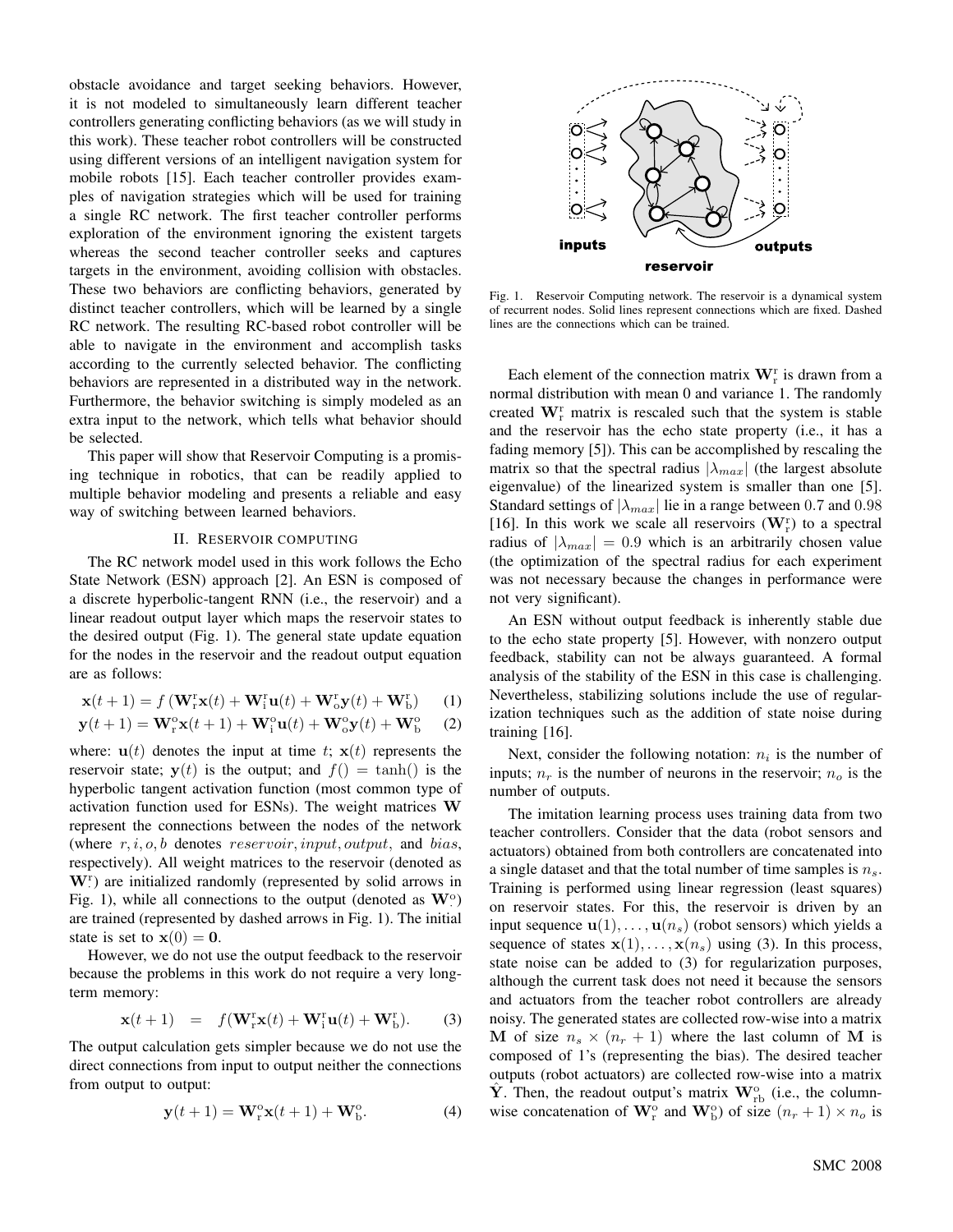obstacle avoidance and target seeking behaviors. However, it is not modeled to simultaneously learn different teacher controllers generating conflicting behaviors (as we will study in this work). These teacher robot controllers will be constructed using different versions of an intelligent navigation system for mobile robots [15]. Each teacher controller provides examples of navigation strategies which will be used for training a single RC network. The first teacher controller performs exploration of the environment ignoring the existent targets whereas the second teacher controller seeks and captures targets in the environment, avoiding collision with obstacles. These two behaviors are conflicting behaviors, generated by distinct teacher controllers, which will be learned by a single RC network. The resulting RC-based robot controller will be able to navigate in the environment and accomplish tasks according to the currently selected behavior. The conflicting behaviors are represented in a distributed way in the network. Furthermore, the behavior switching is simply modeled as an extra input to the network, which tells what behavior should be selected.

This paper will show that Reservoir Computing is a promising technique in robotics, that can be readily applied to multiple behavior modeling and presents a reliable and easy way of switching between learned behaviors.

## II. Reservoir computing

The RC network model used in this work follows the Echo State Network (ESN) approach [2]. An ESN is composed of a discrete hyperbolic-tangent RNN (i.e., the reservoir) and a linear readout output layer which maps the reservoir states to the desired output (Fig. 1). The general state update equation for the nodes in the reservoir and the readout output equation are as follows:

$$\mathbf{x}(t+1) = f\left(\mathbf{W}_{\mathrm{r}}^{\mathrm{r}}\mathbf{x}(t) + \mathbf{W}_{\mathrm{i}}^{\mathrm{r}}\mathbf{u}(t) + \mathbf{W}_{\mathrm{o}}^{\mathrm{r}}\mathbf{y}(t) + \mathbf{W}_{\mathrm{b}}^{\mathrm{r}}\right) \quad (1)$$

$$\mathbf{y}(t+1) = \mathbf{W}_{\mathrm{r}}^{\mathrm{o}}\mathbf{x}(t+1) + \mathbf{W}_{\mathrm{i}}^{\mathrm{o}}\mathbf{u}(t) + \mathbf{W}_{\mathrm{o}}^{\mathrm{o}}\mathbf{y}(t) + \mathbf{W}_{\mathrm{b}}^{\mathrm{o}} \quad (2)$$

where: $\mathbf{u}(t)$ denotes the input at time $t$; $\mathbf{x}(t)$ represents the reservoir state; $\mathbf{y}(t)$ is the output; and $f() = \tanh()$ is the hyperbolic tangent activation function (most common type of activation function used for ESNs). The weight matrices $\mathbf{W}$ represent the connections between the nodes of the network (where $r, i, o, b$ denotes $reservoir, input, output,$ and $bias$, respectively). All weight matrices to the reservoir (denoted as $\mathbf{W}_{\cdot}^{\mathrm{r}}$) are initialized randomly (represented by solid arrows in Fig. 1), while all connections to the output (denoted as $\mathbf{W}_{\cdot}^{\mathrm{o}}$) are trained (represented by dashed arrows in Fig. 1). The initial state is set to $\mathbf{x}(0) = \mathbf{0}$.

However, we do not use the output feedback to the reservoir because the problems in this work do not require a very long-term memory:

$$\mathbf{x}(t+1) \quad = \quad f(\mathbf{W}_{\mathrm{r}}^{\mathrm{r}}\mathbf{x}(t) + \mathbf{W}_{\mathrm{i}}^{\mathrm{r}}\mathbf{u}(t) + \mathbf{W}_{\mathrm{b}}^{\mathrm{r}}). \quad (3)$$

The output calculation gets simpler because we do not use the direct connections from input to output neither the connections from output to output:

$$\mathbf{y}(t+1) = \mathbf{W}_{\mathrm{r}}^{\mathrm{o}}\mathbf{x}(t+1) + \mathbf{W}_{\mathrm{b}}^{\mathrm{o}}. \quad (4)$$

Fig. 1. Reservoir Computing network. The reservoir is a dynamical system of recurrent nodes. Solid lines represent connections which are fixed. Dashed lines are the connections which can be trained.

Each element of the connection matrix $\mathbf{W}_{\mathrm{r}}^{\mathrm{r}}$ is drawn from a normal distribution with mean 0 and variance 1. The randomly created $\mathbf{W}_{\mathrm{r}}^{\mathrm{r}}$ matrix is rescaled such that the system is stable and the reservoir has the echo state property (i.e., it has a fading memory [5]). This can be accomplished by rescaling the matrix so that the spectral radius $|\lambda_{max}|$ (the largest absolute eigenvalue) of the linearized system is smaller than one [5]. Standard settings of $|\lambda_{max}|$ lie in a range between 0.7 and 0.98 [16]. In this work we scale all reservoirs ($\mathbf{W}_{\mathrm{r}}^{\mathrm{r}}$) to a spectral radius of $|\lambda_{max}| = 0.9$ which is an arbitrarily chosen value (the optimization of the spectral radius for each experiment was not necessary because the changes in performance were not very significant).

An ESN without output feedback is inherently stable due to the echo state property [5]. However, with nonzero output feedback, stability can not be always guaranteed. A formal analysis of the stability of the ESN in this case is challenging. Nevertheless, stabilizing solutions include the use of regularization techniques such as the addition of state noise during training [16].

Next, consider the following notation: $n_i$ is the number of inputs; $n_r$ is the number of neurons in the reservoir; $n_o$ is the number of outputs.

The imitation learning process uses training data from two teacher controllers. Consider that the data (robot sensors and actuators) obtained from both controllers are concatenated into a single dataset and that the total number of time samples is $n_s$. Training is performed using linear regression (least squares) on reservoir states. For this, the reservoir is driven by an input sequence $\mathbf{u}(1), \ldots, \mathbf{u}(n_s)$ (robot sensors) which yields a sequence of states $\mathbf{x}(1), \ldots, \mathbf{x}(n_s)$ using (3). In this process, state noise can be added to (3) for regularization purposes, although the current task does not need it because the sensors and actuators from the teacher robot controllers are already noisy. The generated states are collected row-wise into a matrix $\mathbf{M}$ of size $n_s \times (n_r + 1)$ where the last column of $\mathbf{M}$ is composed of 1's (representing the bias). The desired teacher outputs (robot actuators) are collected row-wise into a matrix $\hat{\mathbf{Y}}$. Then, the readout output's matrix $\mathbf{W}_{\mathrm{rb}}^{\mathrm{o}}$ (i.e., the column-wise concatenation of $\mathbf{W}_{\mathrm{r}}^{\mathrm{o}}$ and $\mathbf{W}_{\mathrm{b}}^{\mathrm{o}}$) of size $(n_r + 1) \times n_o$ is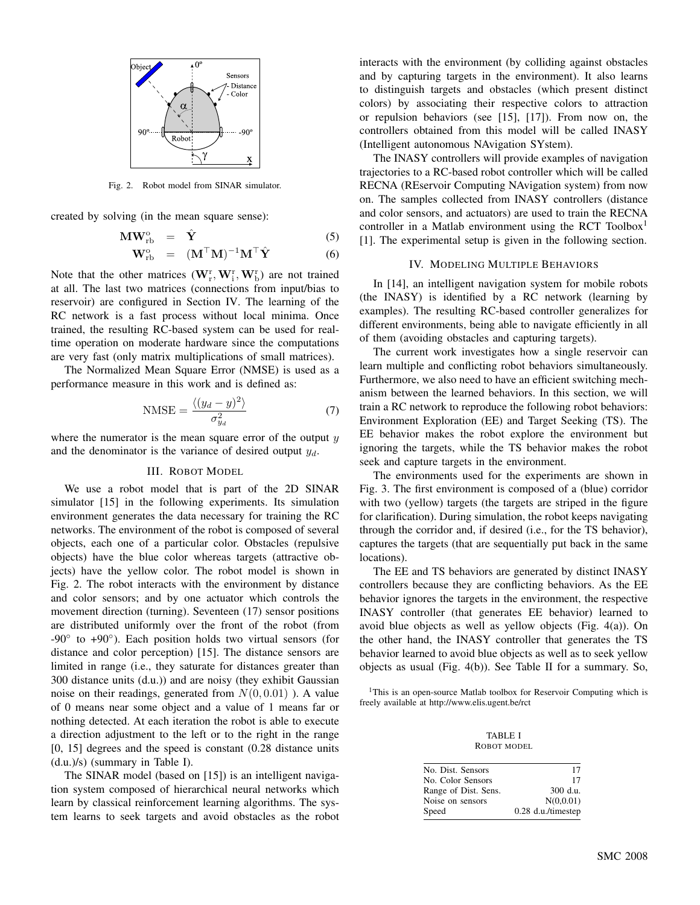Object

0°

Sensors
- Distance
- Color

α

90°

-90°

Robot

γ

x

Fig. 2. Robot model from SINAR simulator.

created by solving (in the mean square sense):

$$\mathbf{M}\mathbf{W}_{\mathrm{rb}}^{\mathrm{o}} = \hat{\mathbf{Y}} \quad (5)$$

$$\mathbf{W}_{\mathrm{rb}}^{\mathrm{o}} = (\mathbf{M}^{\top}\mathbf{M})^{-1}\mathbf{M}^{\top}\hat{\mathbf{Y}} \quad (6)$$

Note that the other matrices ($\mathbf{W}_{\mathrm{r}}^{\mathrm{r}}, \mathbf{W}_{\mathrm{i}}^{\mathrm{r}}, \mathbf{W}_{\mathrm{b}}^{\mathrm{r}}$) are not trained at all. The last two matrices (connections from input/bias to reservoir) are configured in Section IV. The learning of the RC network is a fast process without local minima. Once trained, the resulting RC-based system can be used for real-time operation on moderate hardware since the computations are very fast (only matrix multiplications of small matrices).

The Normalized Mean Square Error (NMSE) is used as a performance measure in this work and is defined as:

$$\mathrm{NMSE} = \frac{\langle (y_d - y)^2 \rangle}{\sigma_{y_d}^2} \quad (7)$$

where the numerator is the mean square error of the output $y$ and the denominator is the variance of desired output $y_d$.

## III. Robot Model

We use a robot model that is part of the 2D SINAR simulator [15] in the following experiments. Its simulation environment generates the data necessary for training the RC networks. The environment of the robot is composed of several objects, each one of a particular color. Obstacles (repulsive objects) have the blue color whereas targets (attractive objects) have the yellow color. The robot model is shown in Fig. 2. The robot interacts with the environment by distance and color sensors; and by one actuator which controls the movement direction (turning). Seventeen (17) sensor positions are distributed uniformly over the front of the robot (from -90° to +90°). Each position holds two virtual sensors (for distance and color perception) [15]. The distance sensors are limited in range (i.e., they saturate for distances greater than 300 distance units (d.u.)) and are noisy (they exhibit Gaussian noise on their readings, generated from $N(0, 0.01)$ ). A value of 0 means near some object and a value of 1 means far or nothing detected. At each iteration the robot is able to execute a direction adjustment to the left or to the right in the range [0, 15] degrees and the speed is constant (0.28 distance units (d.u.)/s) (summary in Table I).

The SINAR model (based on [15]) is an intelligent navigation system composed of hierarchical neural networks which learn by classical reinforcement learning algorithms. The system learns to seek targets and avoid obstacles as the robot interacts with the environment (by colliding against obstacles and by capturing targets in the environment). It also learns to distinguish targets and obstacles (which present distinct colors) by associating their respective colors to attraction or repulsion behaviors (see [15], [17]). From now on, the controllers obtained from this model will be called INASY (Intelligent autonomous NAvigation SYstem).

The INASY controllers will provide examples of navigation trajectories to a RC-based robot controller which will be called RECNA (REservoir Computing NAvigation system) from now on. The samples collected from INASY controllers (distance and color sensors, and actuators) are used to train the RECNA controller in a Matlab environment using the RCT Toolbox[1] [1]. The experimental setup is given in the following section.

## IV. Modeling Multiple Behaviors

In [14], an intelligent navigation system for mobile robots (the INASY) is identified by a RC network (learning by examples). The resulting RC-based controller generalizes for different environments, being able to navigate efficiently in all of them (avoiding obstacles and capturing targets).

The current work investigates how a single reservoir can learn multiple and conflicting robot behaviors simultaneously. Furthermore, we also need to have an efficient switching mechanism between the learned behaviors. In this section, we will train a RC network to reproduce the following robot behaviors: Environment Exploration (EE) and Target Seeking (TS). The EE behavior makes the robot explore the environment but ignoring the targets, while the TS behavior makes the robot seek and capture targets in the environment.

The environments used for the experiments are shown in Fig. 3. The first environment is composed of a (blue) corridor with two (yellow) targets (the targets are striped in the figure for clarification). During simulation, the robot keeps navigating through the corridor and, if desired (i.e., for the TS behavior), captures the targets (that are sequentially put back in the same locations).

The EE and TS behaviors are generated by distinct INASY controllers because they are conflicting behaviors. As the EE behavior ignores the targets in the environment, the respective INASY controller (that generates EE behavior) learned to avoid blue objects as well as yellow objects (Fig. 4(a)). On the other hand, the INASY controller that generates the TS behavior learned to avoid blue objects as well as to seek yellow objects as usual (Fig. 4(b)). See Table II for a summary. So,

[1] This is an open-source Matlab toolbox for Reservoir Computing which is freely available at http://www.elis.ugent.be/rct

TABLE I
Robot model

| | |
|---|---|
| No. Dist. Sensors | 17 |
| No. Color Sensors | 17 |
| Range of Dist. Sens. | 300 d.u. |
| Noise on sensors | N(0,0.01) |
| Speed | 0.28 d.u./timestep |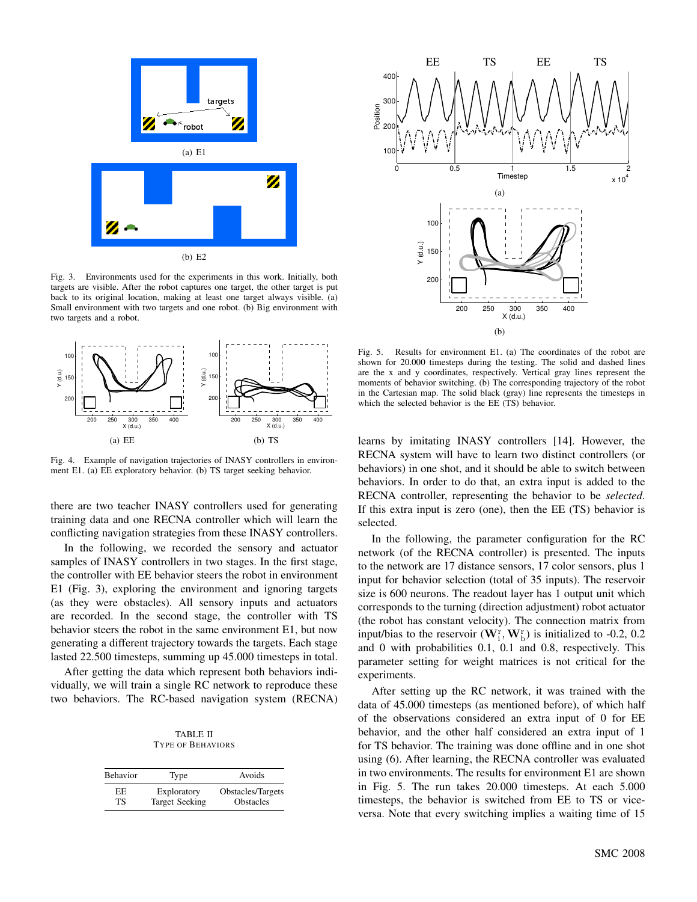Fig. 3. Environments used for the experiments in this work. Initially, both targets are visible. After the robot captures one target, the other target is put back to its original location, making at least one target always visible. (a) Small environment with two targets and one robot. (b) Big environment with two targets and a robot.

Fig. 4. Example of navigation trajectories of INASY controllers in environment E1. (a) EE exploratory behavior. (b) TS target seeking behavior.

there are two teacher INASY controllers used for generating training data and one RECNA controller which will learn the conflicting navigation strategies from these INASY controllers.

In the following, we recorded the sensory and actuator samples of INASY controllers in two stages. In the first stage, the controller with EE behavior steers the robot in environment E1 (Fig. 3), exploring the environment and ignoring targets (as they were obstacles). All sensory inputs and actuators are recorded. In the second stage, the controller with TS behavior steers the robot in the same environment E1, but now generating a different trajectory towards the targets. Each stage lasted 22.500 timesteps, summing up 45.000 timesteps in total.

After getting the data which represent both behaviors individually, we will train a single RC network to reproduce these two behaviors. The RC-based navigation system (RECNA) learns by imitating INASY controllers [14]. However, the RECNA system will have to learn two distinct controllers (or behaviors) in one shot, and it should be able to switch between behaviors. In order to do that, an extra input is added to the RECNA controller, representing the behavior to be *selected*. If this extra input is zero (one), then the EE (TS) behavior is selected.

TABLE II
TYPE OF BEHAVIORS

| Behavior | Type | Avoids |
|---|---|---|
| EE | Exploratory | Obstacles/Targets |
| TS | Target Seeking | Obstacles |

Fig. 5. Results for environment E1. (a) The coordinates of the robot are shown for 20.000 timesteps during the testing. The solid and dashed lines are the x and y coordinates, respectively. Vertical gray lines represent the moments of behavior switching. (b) The corresponding trajectory of the robot in the Cartesian map. The solid black (gray) line represents the timesteps in which the selected behavior is the EE (TS) behavior.

In the following, the parameter configuration for the RC network (of the RECNA controller) is presented. The inputs to the network are 17 distance sensors, 17 color sensors, plus 1 input for behavior selection (total of 35 inputs). The reservoir size is 600 neurons. The readout layer has 1 output unit which corresponds to the turning (direction adjustment) robot actuator (the robot has constant velocity). The connection matrix from input/bias to the reservoir ($\mathbf{W}_\mathrm{i}^\mathrm{r}, \mathbf{W}_\mathrm{b}^\mathrm{r}$) is initialized to -0.2, 0.2 and 0 with probabilities 0.1, 0.1 and 0.8, respectively. This parameter setting for weight matrices is not critical for the experiments.

After setting up the RC network, it was trained with the data of 45.000 timesteps (as mentioned before), of which half of the observations considered an extra input of 0 for EE behavior, and the other half considered an extra input of 1 for TS behavior. The training was done offline and in one shot using (6). After learning, the RECNA controller was evaluated in two environments. The results for environment E1 are shown in Fig. 5. The run takes 20.000 timesteps. At each 5.000 timesteps, the behavior is switched from EE to TS or vice-versa. Note that every switching implies a waiting time of 15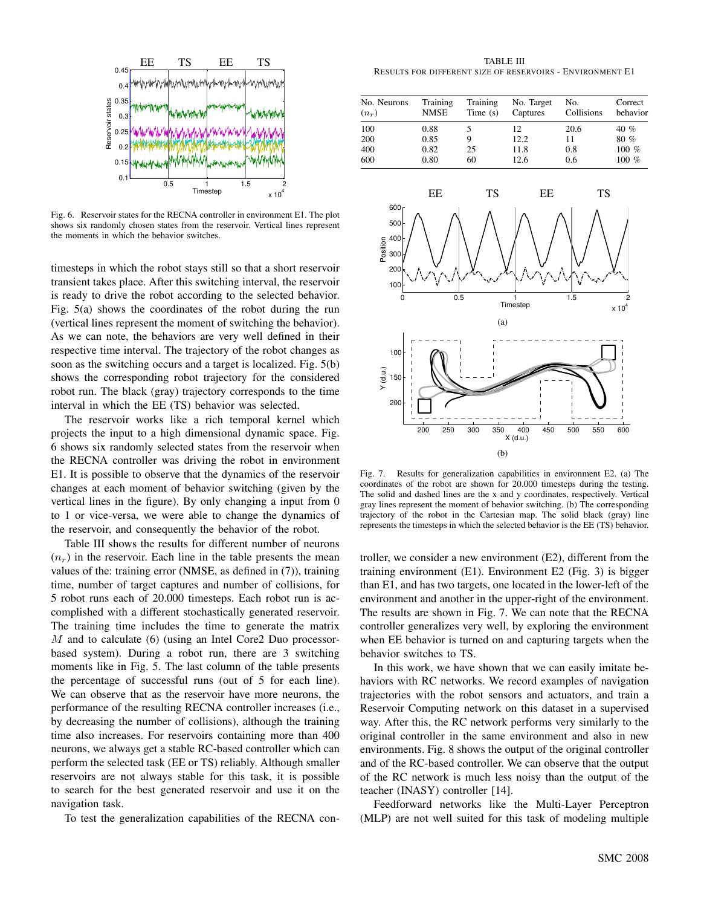Fig. 6. Reservoir states for the RECNA controller in environment E1. The plot shows six randomly chosen states from the reservoir. Vertical lines represent the moments in which the behavior switches.

timesteps in which the robot stays still so that a short reservoir transient takes place. After this switching interval, the reservoir is ready to drive the robot according to the selected behavior. Fig. 5(a) shows the coordinates of the robot during the run (vertical lines represent the moment of switching the behavior). As we can note, the behaviors are very well defined in their respective time interval. The trajectory of the robot changes as soon as the switching occurs and a target is localized. Fig. 5(b) shows the corresponding robot trajectory for the considered robot run. The black (gray) trajectory corresponds to the time interval in which the EE (TS) behavior was selected.

The reservoir works like a rich temporal kernel which projects the input to a high dimensional dynamic space. Fig. 6 shows six randomly selected states from the reservoir when the RECNA controller was driving the robot in environment E1. It is possible to observe that the dynamics of the reservoir changes at each moment of behavior switching (given by the vertical lines in the figure). By only changing a input from 0 to 1 or vice-versa, we were able to change the dynamics of the reservoir, and consequently the behavior of the robot.

Table III shows the results for different number of neurons ($n_r$) in the reservoir. Each line in the table presents the mean values of the: training error (NMSE, as defined in (7)), training time, number of target captures and number of collisions, for 5 robot runs each of 20.000 timesteps. Each robot run is accomplished with a different stochastically generated reservoir. The training time includes the time to generate the matrix $M$ and to calculate (6) (using an Intel Core2 Duo processor-based system). During a robot run, there are 3 switching moments like in Fig. 5. The last column of the table presents the percentage of successful runs (out of 5 for each line). We can observe that as the reservoir have more neurons, the performance of the resulting RECNA controller increases (i.e., by decreasing the number of collisions), although the training time also increases. For reservoirs containing more than 400 neurons, we always get a stable RC-based controller which can perform the selected task (EE or TS) reliably. Although smaller reservoirs are not always stable for this task, it is possible to search for the best generated reservoir and use it on the navigation task.

To test the generalization capabilities of the RECNA controller, we consider a new environment (E2), different from the training environment (E1). Environment E2 (Fig. 3) is bigger than E1, and has two targets, one located in the lower-left of the environment and another in the upper-right of the environment. The results are shown in Fig. 7. We can note that the RECNA controller generalizes very well, by exploring the environment when EE behavior is turned on and capturing targets when the behavior switches to TS.

TABLE III
RESULTS FOR DIFFERENT SIZE OF RESERVOIRS - ENVIRONMENT E1

| No. Neurons ($n_r$) | Training NMSE | Training Time (s) | No. Target Captures | No. Collisions | Correct behavior |
|---|---|---|---|---|---|
| 100 | 0.88 | 5 | 12 | 20.6 | 40 % |
| 200 | 0.85 | 9 | 12.2 | 11 | 80 % |
| 400 | 0.82 | 25 | 11.8 | 0.8 | 100 % |
| 600 | 0.80 | 60 | 12.6 | 0.6 | 100 % |

Fig. 7. Results for generalization capabilities in environment E2. (a) The coordinates of the robot are shown for 20.000 timesteps during the testing. The solid and dashed lines are the x and y coordinates, respectively. Vertical gray lines represent the moment of behavior switching. (b) The corresponding trajectory of the robot in the Cartesian map. The solid black (gray) line represents the timesteps in which the selected behavior is the EE (TS) behavior.

In this work, we have shown that we can easily imitate behaviors with RC networks. We record examples of navigation trajectories with the robot sensors and actuators, and train a Reservoir Computing network on this dataset in a supervised way. After this, the RC network performs very similarly to the original controller in the same environment and also in new environments. Fig. 8 shows the output of the original controller and of the RC-based controller. We can observe that the output of the RC network is much less noisy than the output of the teacher (INASY) controller [14].

Feedforward networks like the Multi-Layer Perceptron (MLP) are not well suited for this task of modeling multiple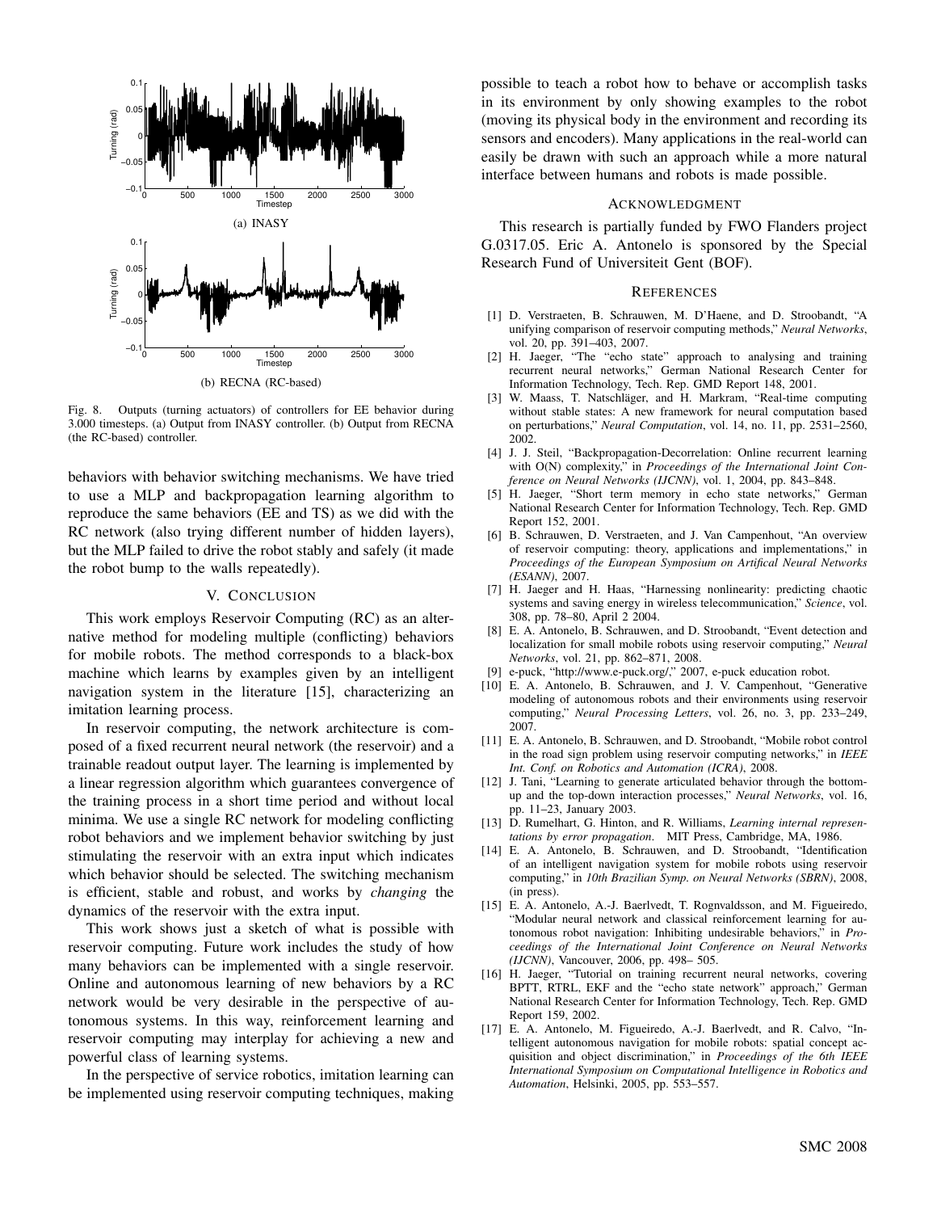0.1
0.05
0
−0.05
−0.1
Turning (rad)
0 500 1000 1500 2000 2500 3000
Timestep

(a) INASY

0.1
0.05
0
−0.05
−0.1
Turning (rad)
0 500 1000 1500 2000 2500 3000
Timestep

(b) RECNA (RC-based)

Fig. 8. Outputs (turning actuators) of controllers for EE behavior during 3.000 timesteps. (a) Output from INASY controller. (b) Output from RECNA (the RC-based) controller.

behaviors with behavior switching mechanisms. We have tried to use a MLP and backpropagation learning algorithm to reproduce the same behaviors (EE and TS) as we did with the RC network (also trying different number of hidden layers), but the MLP failed to drive the robot stably and safely (it made the robot bump to the walls repeatedly).

## V. Conclusion

This work employs Reservoir Computing (RC) as an alternative method for modeling multiple (conflicting) behaviors for mobile robots. The method corresponds to a black-box machine which learns by examples given by an intelligent navigation system in the literature [15], characterizing an imitation learning process.

In reservoir computing, the network architecture is composed of a fixed recurrent neural network (the reservoir) and a trainable readout output layer. The learning is implemented by a linear regression algorithm which guarantees convergence of the training process in a short time period and without local minima. We use a single RC network for modeling conflicting robot behaviors and we implement behavior switching by just stimulating the reservoir with an extra input which indicates which behavior should be selected. The switching mechanism is efficient, stable and robust, and works by *changing* the dynamics of the reservoir with the extra input.

This work shows just a sketch of what is possible with reservoir computing. Future work includes the study of how many behaviors can be implemented with a single reservoir. Online and autonomous learning of new behaviors by a RC network would be very desirable in the perspective of autonomous systems. In this way, reinforcement learning and reservoir computing may interplay for achieving a new and powerful class of learning systems.

In the perspective of service robotics, imitation learning can be implemented using reservoir computing techniques, making possible to teach a robot how to behave or accomplish tasks in its environment by only showing examples to the robot (moving its physical body in the environment and recording its sensors and encoders). Many applications in the real-world can easily be drawn with such an approach while a more natural interface between humans and robots is made possible.

## Acknowledgment

This research is partially funded by FWO Flanders project G.0317.05. Eric A. Antonelo is sponsored by the Special Research Fund of Universiteit Gent (BOF).

## References

[1] D. Verstraeten, B. Schrauwen, M. D'Haene, and D. Stroobandt, "A unifying comparison of reservoir computing methods," *Neural Networks*, vol. 20, pp. 391–403, 2007.

[2] H. Jaeger, "The "echo state" approach to analysing and training recurrent neural networks," German National Research Center for Information Technology, Tech. Rep. GMD Report 148, 2001.

[3] W. Maass, T. Natschläger, and H. Markram, "Real-time computing without stable states: A new framework for neural computation based on perturbations," *Neural Computation*, vol. 14, no. 11, pp. 2531–2560, 2002.

[4] J. J. Steil, "Backpropagation-Decorrelation: Online recurrent learning with O(N) complexity," in *Proceedings of the International Joint Conference on Neural Networks (IJCNN)*, vol. 1, 2004, pp. 843–848.

[5] H. Jaeger, "Short term memory in echo state networks," German National Research Center for Information Technology, Tech. Rep. GMD Report 152, 2001.

[6] B. Schrauwen, D. Verstraeten, and J. Van Campenhout, "An overview of reservoir computing: theory, applications and implementations," in *Proceedings of the European Symposium on Artifical Neural Networks (ESANN)*, 2007.

[7] H. Jaeger and H. Haas, "Harnessing nonlinearity: predicting chaotic systems and saving energy in wireless telecommunication," *Science*, vol. 308, pp. 78–80, April 2 2004.

[8] E. A. Antonelo, B. Schrauwen, and D. Stroobandt, "Event detection and localization for small mobile robots using reservoir computing," *Neural Networks*, vol. 21, pp. 862–871, 2008.

[9] e-puck, "http://www.e-puck.org/," 2007, e-puck education robot.

[10] E. A. Antonelo, B. Schrauwen, and J. V. Campenhout, "Generative modeling of autonomous robots and their environments using reservoir computing," *Neural Processing Letters*, vol. 26, no. 3, pp. 233–249, 2007.

[11] E. A. Antonelo, B. Schrauwen, and D. Stroobandt, "Mobile robot control in the road sign problem using reservoir computing networks," in *IEEE Int. Conf. on Robotics and Automation (ICRA)*, 2008.

[12] J. Tani, "Learning to generate articulated behavior through the bottom-up and the top-down interaction processes," *Neural Networks*, vol. 16, pp. 11–23, January 2003.

[13] D. Rumelhart, G. Hinton, and R. Williams, *Learning internal representations by error propagation*. MIT Press, Cambridge, MA, 1986.

[14] E. A. Antonelo, B. Schrauwen, and D. Stroobandt, "Identification of an intelligent navigation system for mobile robots using reservoir computing," in *10th Brazilian Symp. on Neural Networks (SBRN)*, 2008, (in press).

[15] E. A. Antonelo, A.-J. Baerlvedt, T. Rognvaldsson, and M. Figueiredo, "Modular neural network and classical reinforcement learning for autonomous robot navigation: Inhibiting undesirable behaviors," in *Proceedings of the International Joint Conference on Neural Networks (IJCNN)*, Vancouver, 2006, pp. 498– 505.

[16] H. Jaeger, "Tutorial on training recurrent neural networks, covering BPTT, RTRL, EKF and the "echo state network" approach," German National Research Center for Information Technology, Tech. Rep. GMD Report 159, 2002.

[17] E. A. Antonelo, M. Figueiredo, A.-J. Baerlvedt, and R. Calvo, "Intelligent autonomous navigation for mobile robots: spatial concept acquisition and object discrimination," in *Proceedings of the 6th IEEE International Symposium on Computational Intelligence in Robotics and Automation*, Helsinki, 2005, pp. 553–557.